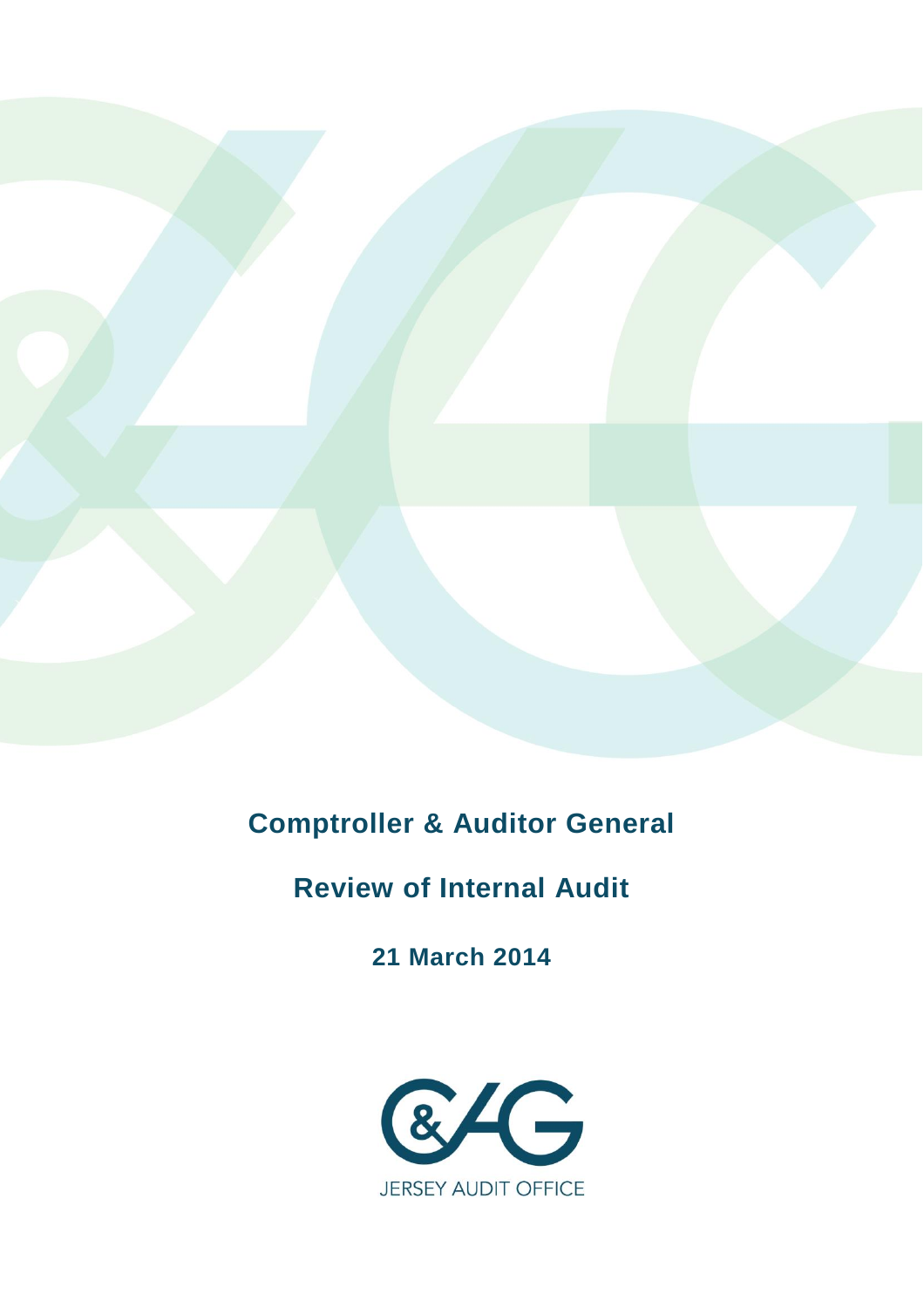# Comptroller & Auditor General

## Review of Internal Audit

**21 March 2014**

JERSEY AUDIT OFFICE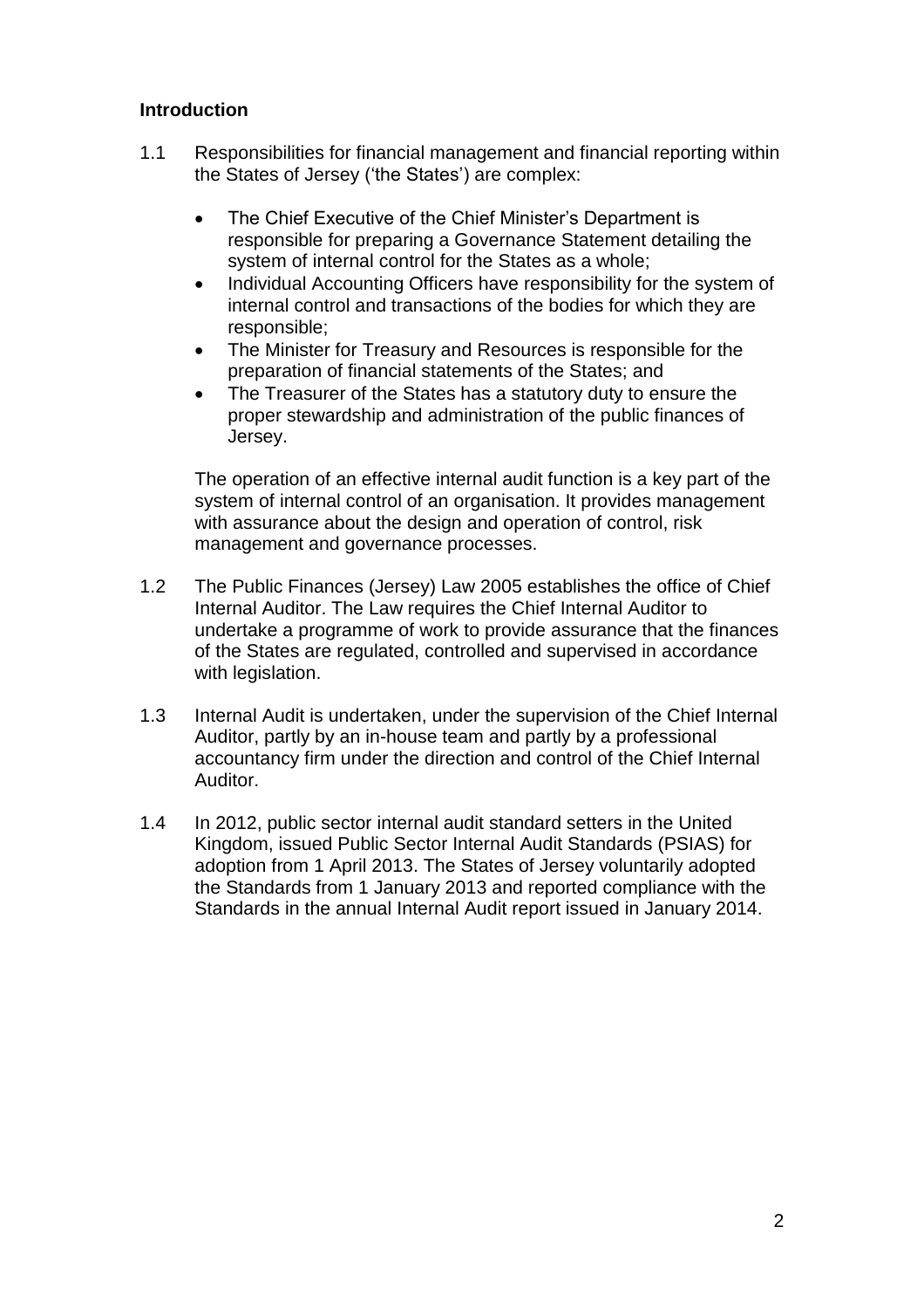## Introduction

1.1 Responsibilities for financial management and financial reporting within the States of Jersey ('the States') are complex:

- The Chief Executive of the Chief Minister's Department is responsible for preparing a Governance Statement detailing the system of internal control for the States as a whole;
- Individual Accounting Officers have responsibility for the system of internal control and transactions of the bodies for which they are responsible;
- The Minister for Treasury and Resources is responsible for the preparation of financial statements of the States; and
- The Treasurer of the States has a statutory duty to ensure the proper stewardship and administration of the public finances of Jersey.

The operation of an effective internal audit function is a key part of the system of internal control of an organisation. It provides management with assurance about the design and operation of control, risk management and governance processes.

1.2 The Public Finances (Jersey) Law 2005 establishes the office of Chief Internal Auditor. The Law requires the Chief Internal Auditor to undertake a programme of work to provide assurance that the finances of the States are regulated, controlled and supervised in accordance with legislation.

1.3 Internal Audit is undertaken, under the supervision of the Chief Internal Auditor, partly by an in-house team and partly by a professional accountancy firm under the direction and control of the Chief Internal Auditor.

1.4 In 2012, public sector internal audit standard setters in the United Kingdom, issued Public Sector Internal Audit Standards (PSIAS) for adoption from 1 April 2013. The States of Jersey voluntarily adopted the Standards from 1 January 2013 and reported compliance with the Standards in the annual Internal Audit report issued in January 2014.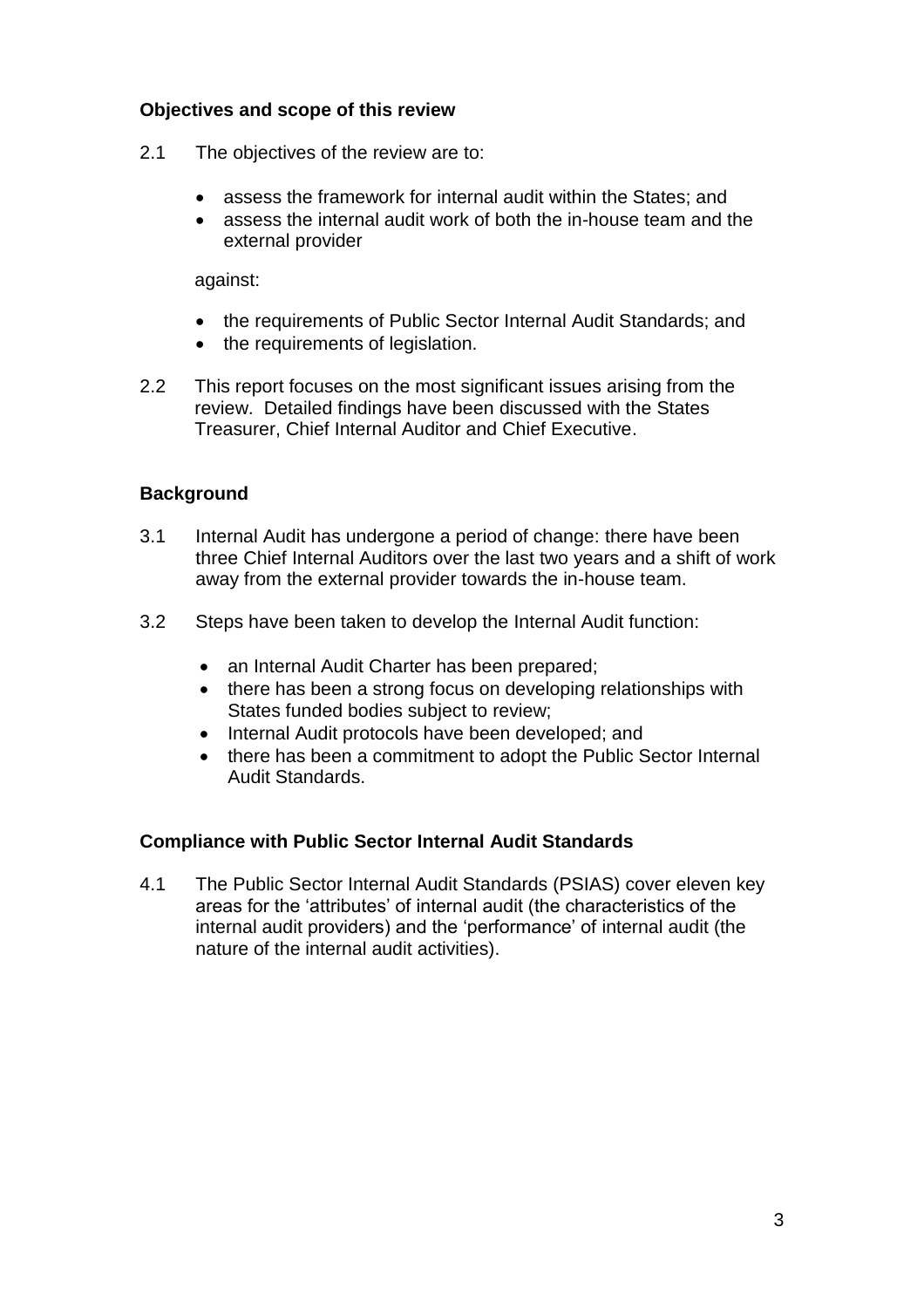**Objectives and scope of this review**

2.1 The objectives of the review are to:

- assess the framework for internal audit within the States; and
- assess the internal audit work of both the in-house team and the external provider

against:

- the requirements of Public Sector Internal Audit Standards; and
- the requirements of legislation.

2.2 This report focuses on the most significant issues arising from the review. Detailed findings have been discussed with the States Treasurer, Chief Internal Auditor and Chief Executive.

**Background**

3.1 Internal Audit has undergone a period of change: there have been three Chief Internal Auditors over the last two years and a shift of work away from the external provider towards the in-house team.

3.2 Steps have been taken to develop the Internal Audit function:

- an Internal Audit Charter has been prepared;
- there has been a strong focus on developing relationships with States funded bodies subject to review;
- Internal Audit protocols have been developed; and
- there has been a commitment to adopt the Public Sector Internal Audit Standards.

**Compliance with Public Sector Internal Audit Standards**

4.1 The Public Sector Internal Audit Standards (PSIAS) cover eleven key areas for the 'attributes' of internal audit (the characteristics of the internal audit providers) and the 'performance' of internal audit (the nature of the internal audit activities).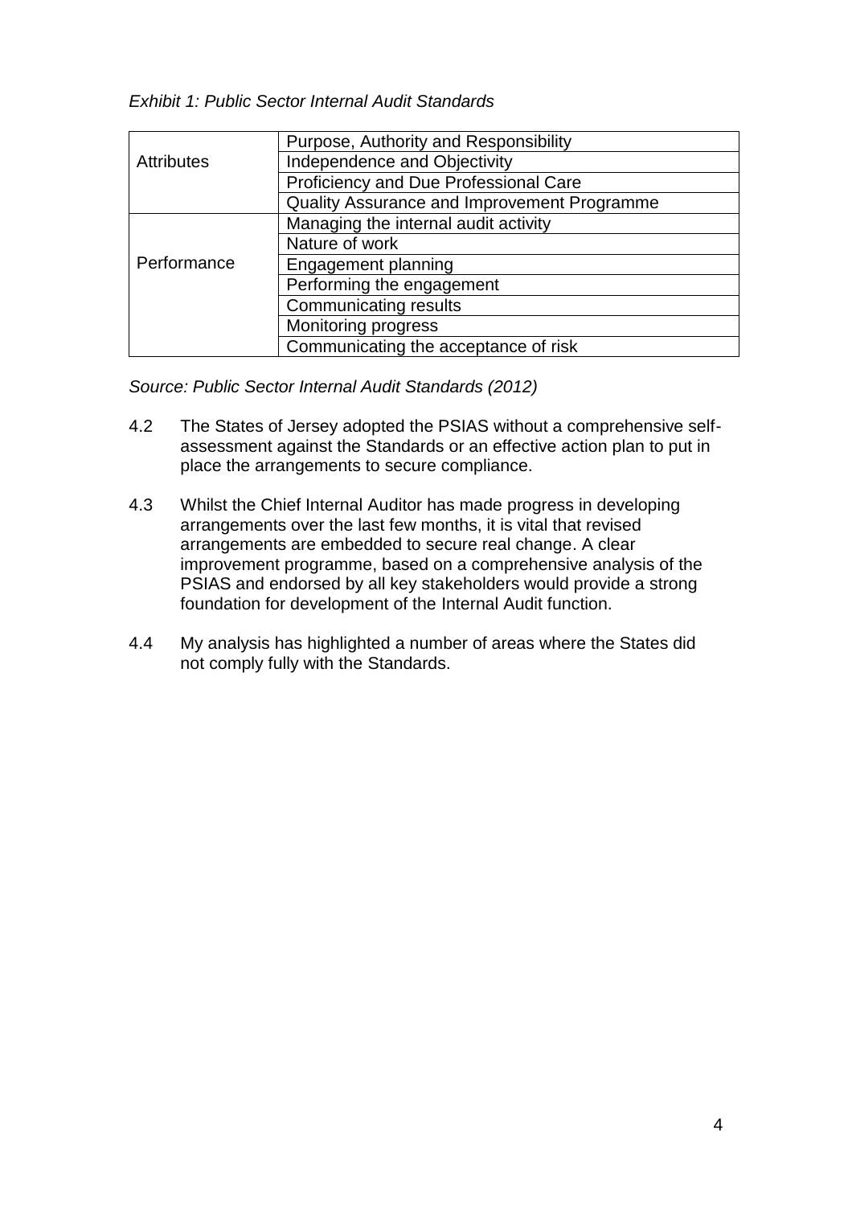*Exhibit 1: Public Sector Internal Audit Standards*

| | |
|---|---|
| Attributes | Purpose, Authority and Responsibility |
| | Independence and Objectivity |
| | Proficiency and Due Professional Care |
| | Quality Assurance and Improvement Programme |
| Performance | Managing the internal audit activity |
| | Nature of work |
| | Engagement planning |
| | Performing the engagement |
| | Communicating results |
| | Monitoring progress |
| | Communicating the acceptance of risk |

*Source: Public Sector Internal Audit Standards (2012)*

4.2 The States of Jersey adopted the PSIAS without a comprehensive self-assessment against the Standards or an effective action plan to put in place the arrangements to secure compliance.

4.3 Whilst the Chief Internal Auditor has made progress in developing arrangements over the last few months, it is vital that revised arrangements are embedded to secure real change. A clear improvement programme, based on a comprehensive analysis of the PSIAS and endorsed by all key stakeholders would provide a strong foundation for development of the Internal Audit function.

4.4 My analysis has highlighted a number of areas where the States did not comply fully with the Standards.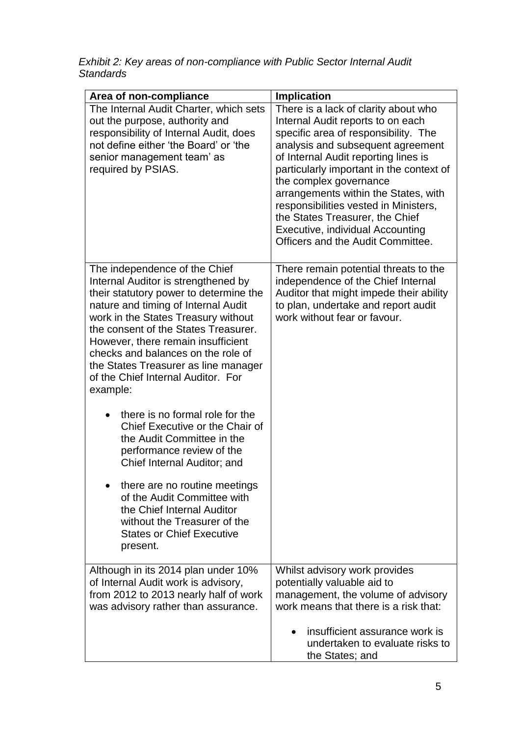*Exhibit 2: Key areas of non-compliance with Public Sector Internal Audit Standards*

| Area of non-compliance | Implication |
|---|---|
| The Internal Audit Charter, which sets out the purpose, authority and responsibility of Internal Audit, does not define either 'the Board' or 'the senior management team' as required by PSIAS. | There is a lack of clarity about who Internal Audit reports to on each specific area of responsibility. The analysis and subsequent agreement of Internal Audit reporting lines is particularly important in the context of the complex governance arrangements within the States, with responsibilities vested in Ministers, the States Treasurer, the Chief Executive, individual Accounting Officers and the Audit Committee. |
| The independence of the Chief Internal Auditor is strengthened by their statutory power to determine the nature and timing of Internal Audit work in the States Treasury without the consent of the States Treasurer. However, there remain insufficient checks and balances on the role of the States Treasurer as line manager of the Chief Internal Auditor. For example: <ul><li>there is no formal role for the Chief Executive or the Chair of the Audit Committee in the performance review of the Chief Internal Auditor; and</li><li>there are no routine meetings of the Audit Committee with the Chief Internal Auditor without the Treasurer of the States or Chief Executive present.</li></ul> | There remain potential threats to the independence of the Chief Internal Auditor that might impede their ability to plan, undertake and report audit work without fear or favour. |
| Although in its 2014 plan under 10% of Internal Audit work is advisory, from 2012 to 2013 nearly half of work was advisory rather than assurance. | Whilst advisory work provides potentially valuable aid to management, the volume of advisory work means that there is a risk that: <ul><li>insufficient assurance work is undertaken to evaluate risks to the States; and</li></ul> |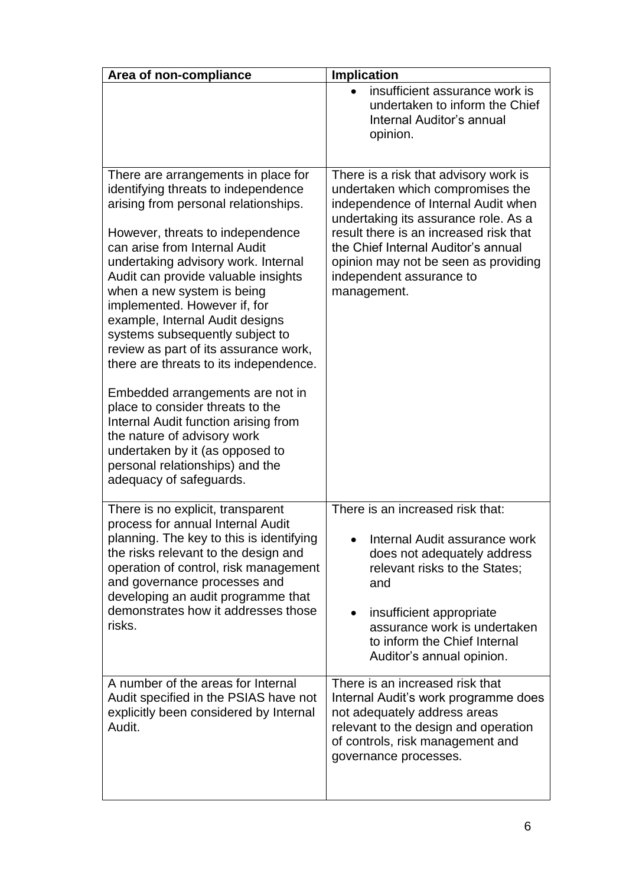| Area of non-compliance | Implication |
|---|---|
| | • insufficient assurance work is undertaken to inform the Chief Internal Auditor's annual opinion. |
| There are arrangements in place for identifying threats to independence arising from personal relationships.<br><br>However, threats to independence can arise from Internal Audit undertaking advisory work. Internal Audit can provide valuable insights when a new system is being implemented. However if, for example, Internal Audit designs systems subsequently subject to review as part of its assurance work, there are threats to its independence.<br><br>Embedded arrangements are not in place to consider threats to the Internal Audit function arising from the nature of advisory work undertaken by it (as opposed to personal relationships) and the adequacy of safeguards. | There is a risk that advisory work is undertaken which compromises the independence of Internal Audit when undertaking its assurance role. As a result there is an increased risk that the Chief Internal Auditor's annual opinion may not be seen as providing independent assurance to management. |
| There is no explicit, transparent process for annual Internal Audit planning. The key to this is identifying the risks relevant to the design and operation of control, risk management and governance processes and developing an audit programme that demonstrates how it addresses those risks. | There is an increased risk that:<br><br>• Internal Audit assurance work does not adequately address relevant risks to the States; and<br><br>• insufficient appropriate assurance work is undertaken to inform the Chief Internal Auditor's annual opinion. |
| A number of the areas for Internal Audit specified in the PSIAS have not explicitly been considered by Internal Audit. | There is an increased risk that Internal Audit's work programme does not adequately address areas relevant to the design and operation of controls, risk management and governance processes. |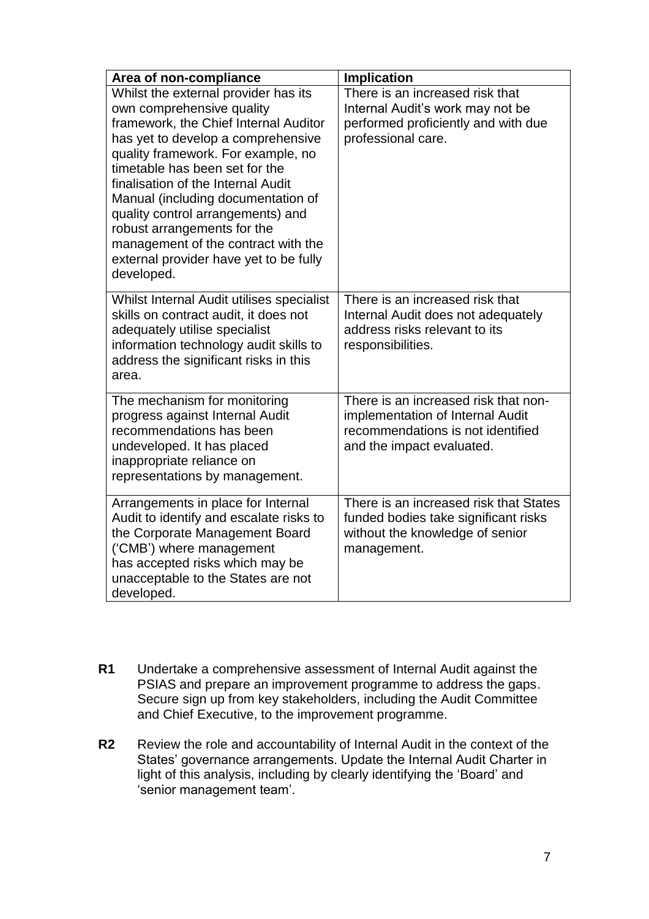| Area of non-compliance | Implication |
|---|---|
| Whilst the external provider has its own comprehensive quality framework, the Chief Internal Auditor has yet to develop a comprehensive quality framework. For example, no timetable has been set for the finalisation of the Internal Audit Manual (including documentation of quality control arrangements) and robust arrangements for the management of the contract with the external provider have yet to be fully developed. | There is an increased risk that Internal Audit's work may not be performed proficiently and with due professional care. |
| Whilst Internal Audit utilises specialist skills on contract audit, it does not adequately utilise specialist information technology audit skills to address the significant risks in this area. | There is an increased risk that Internal Audit does not adequately address risks relevant to its responsibilities. |
| The mechanism for monitoring progress against Internal Audit recommendations has been undeveloped. It has placed inappropriate reliance on representations by management. | There is an increased risk that non-implementation of Internal Audit recommendations is not identified and the impact evaluated. |
| Arrangements in place for Internal Audit to identify and escalate risks to the Corporate Management Board ('CMB') where management has accepted risks which may be unacceptable to the States are not developed. | There is an increased risk that States funded bodies take significant risks without the knowledge of senior management. |

**R1** Undertake a comprehensive assessment of Internal Audit against the PSIAS and prepare an improvement programme to address the gaps. Secure sign up from key stakeholders, including the Audit Committee and Chief Executive, to the improvement programme.

**R2** Review the role and accountability of Internal Audit in the context of the States' governance arrangements. Update the Internal Audit Charter in light of this analysis, including by clearly identifying the 'Board' and 'senior management team'.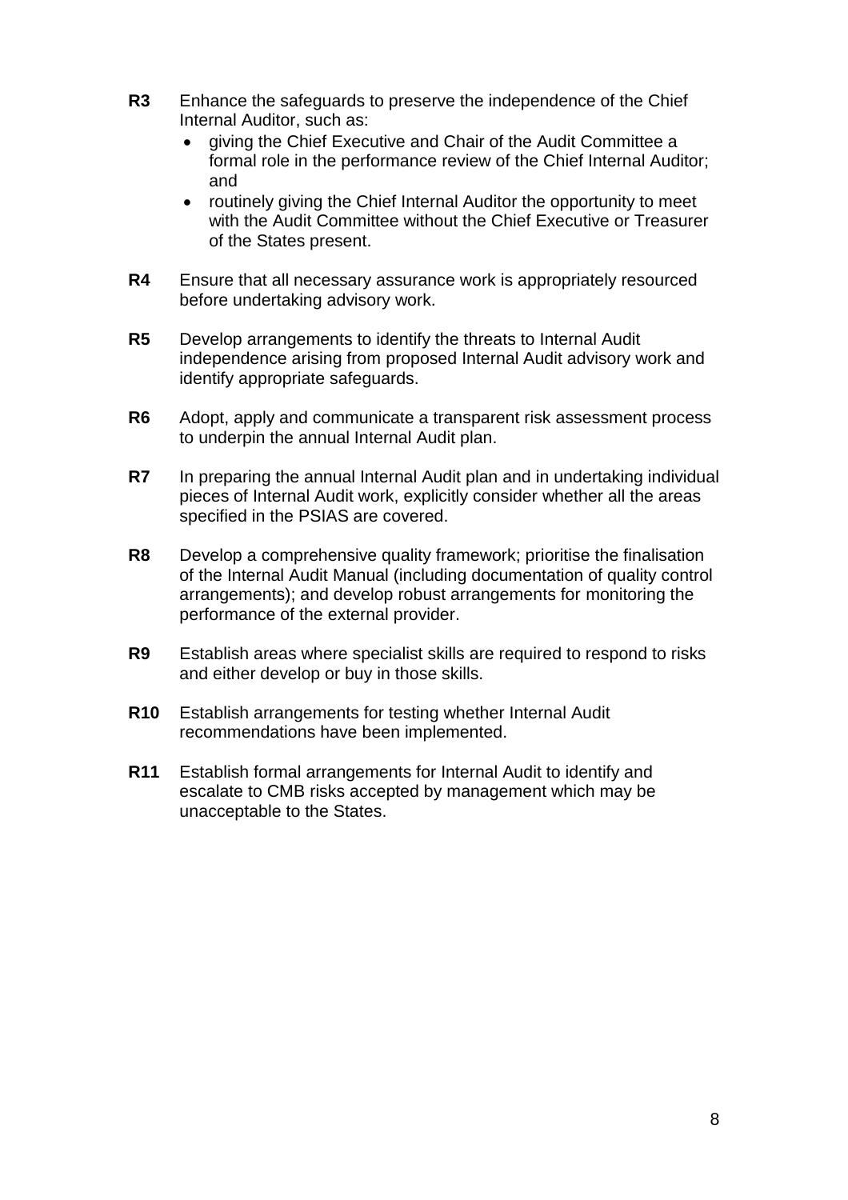**R3** Enhance the safeguards to preserve the independence of the Chief Internal Auditor, such as:

- giving the Chief Executive and Chair of the Audit Committee a formal role in the performance review of the Chief Internal Auditor; and
- routinely giving the Chief Internal Auditor the opportunity to meet with the Audit Committee without the Chief Executive or Treasurer of the States present.

**R4** Ensure that all necessary assurance work is appropriately resourced before undertaking advisory work.

**R5** Develop arrangements to identify the threats to Internal Audit independence arising from proposed Internal Audit advisory work and identify appropriate safeguards.

**R6** Adopt, apply and communicate a transparent risk assessment process to underpin the annual Internal Audit plan.

**R7** In preparing the annual Internal Audit plan and in undertaking individual pieces of Internal Audit work, explicitly consider whether all the areas specified in the PSIAS are covered.

**R8** Develop a comprehensive quality framework; prioritise the finalisation of the Internal Audit Manual (including documentation of quality control arrangements); and develop robust arrangements for monitoring the performance of the external provider.

**R9** Establish areas where specialist skills are required to respond to risks and either develop or buy in those skills.

**R10** Establish arrangements for testing whether Internal Audit recommendations have been implemented.

**R11** Establish formal arrangements for Internal Audit to identify and escalate to CMB risks accepted by management which may be unacceptable to the States.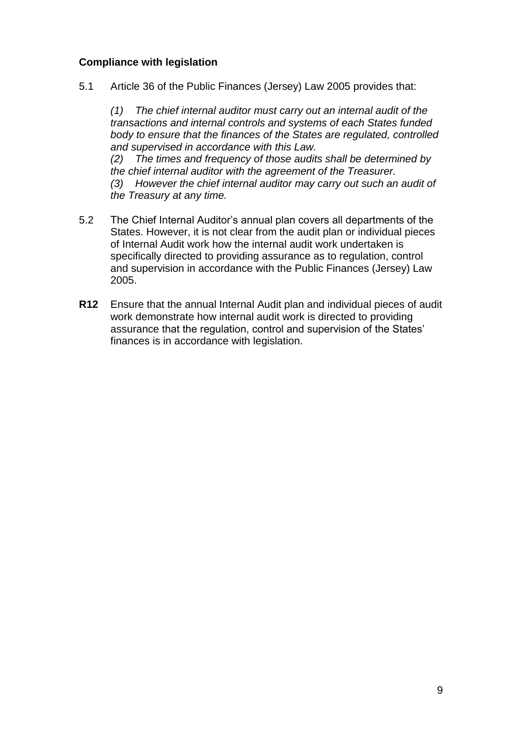**Compliance with legislation**

5.1 Article 36 of the Public Finances (Jersey) Law 2005 provides that:

> *(1) The chief internal auditor must carry out an internal audit of the transactions and internal controls and systems of each States funded body to ensure that the finances of the States are regulated, controlled and supervised in accordance with this Law.*
> *(2) The times and frequency of those audits shall be determined by the chief internal auditor with the agreement of the Treasurer.*
> *(3) However the chief internal auditor may carry out such an audit of the Treasury at any time.*

5.2 The Chief Internal Auditor's annual plan covers all departments of the States. However, it is not clear from the audit plan or individual pieces of Internal Audit work how the internal audit work undertaken is specifically directed to providing assurance as to regulation, control and supervision in accordance with the Public Finances (Jersey) Law 2005.

**R12** Ensure that the annual Internal Audit plan and individual pieces of audit work demonstrate how internal audit work is directed to providing assurance that the regulation, control and supervision of the States' finances is in accordance with legislation.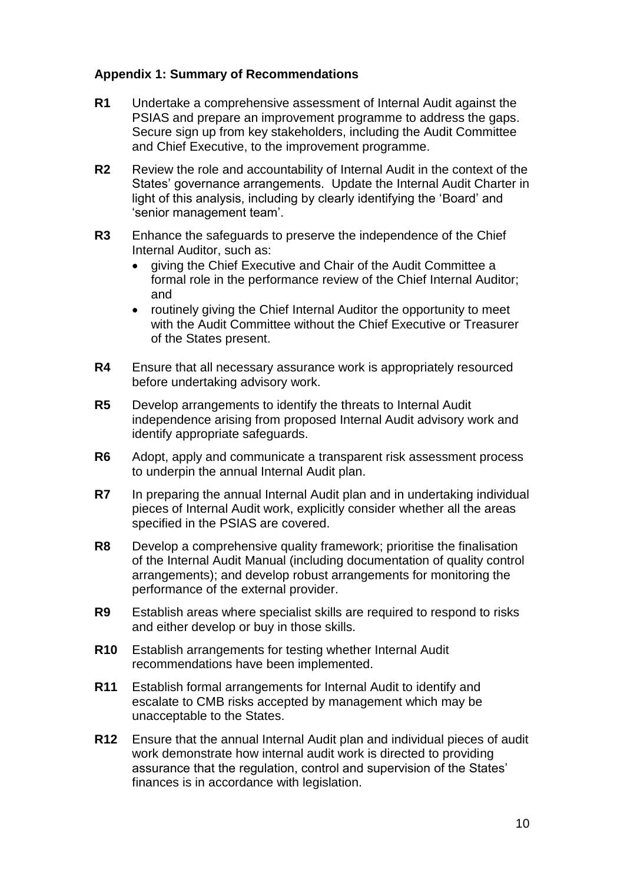### Appendix 1: Summary of Recommendations

**R1** Undertake a comprehensive assessment of Internal Audit against the PSIAS and prepare an improvement programme to address the gaps. Secure sign up from key stakeholders, including the Audit Committee and Chief Executive, to the improvement programme.

**R2** Review the role and accountability of Internal Audit in the context of the States' governance arrangements. Update the Internal Audit Charter in light of this analysis, including by clearly identifying the 'Board' and 'senior management team'.

**R3** Enhance the safeguards to preserve the independence of the Chief Internal Auditor, such as:

- giving the Chief Executive and Chair of the Audit Committee a formal role in the performance review of the Chief Internal Auditor; and
- routinely giving the Chief Internal Auditor the opportunity to meet with the Audit Committee without the Chief Executive or Treasurer of the States present.

**R4** Ensure that all necessary assurance work is appropriately resourced before undertaking advisory work.

**R5** Develop arrangements to identify the threats to Internal Audit independence arising from proposed Internal Audit advisory work and identify appropriate safeguards.

**R6** Adopt, apply and communicate a transparent risk assessment process to underpin the annual Internal Audit plan.

**R7** In preparing the annual Internal Audit plan and in undertaking individual pieces of Internal Audit work, explicitly consider whether all the areas specified in the PSIAS are covered.

**R8** Develop a comprehensive quality framework; prioritise the finalisation of the Internal Audit Manual (including documentation of quality control arrangements); and develop robust arrangements for monitoring the performance of the external provider.

**R9** Establish areas where specialist skills are required to respond to risks and either develop or buy in those skills.

**R10** Establish arrangements for testing whether Internal Audit recommendations have been implemented.

**R11** Establish formal arrangements for Internal Audit to identify and escalate to CMB risks accepted by management which may be unacceptable to the States.

**R12** Ensure that the annual Internal Audit plan and individual pieces of audit work demonstrate how internal audit work is directed to providing assurance that the regulation, control and supervision of the States' finances is in accordance with legislation.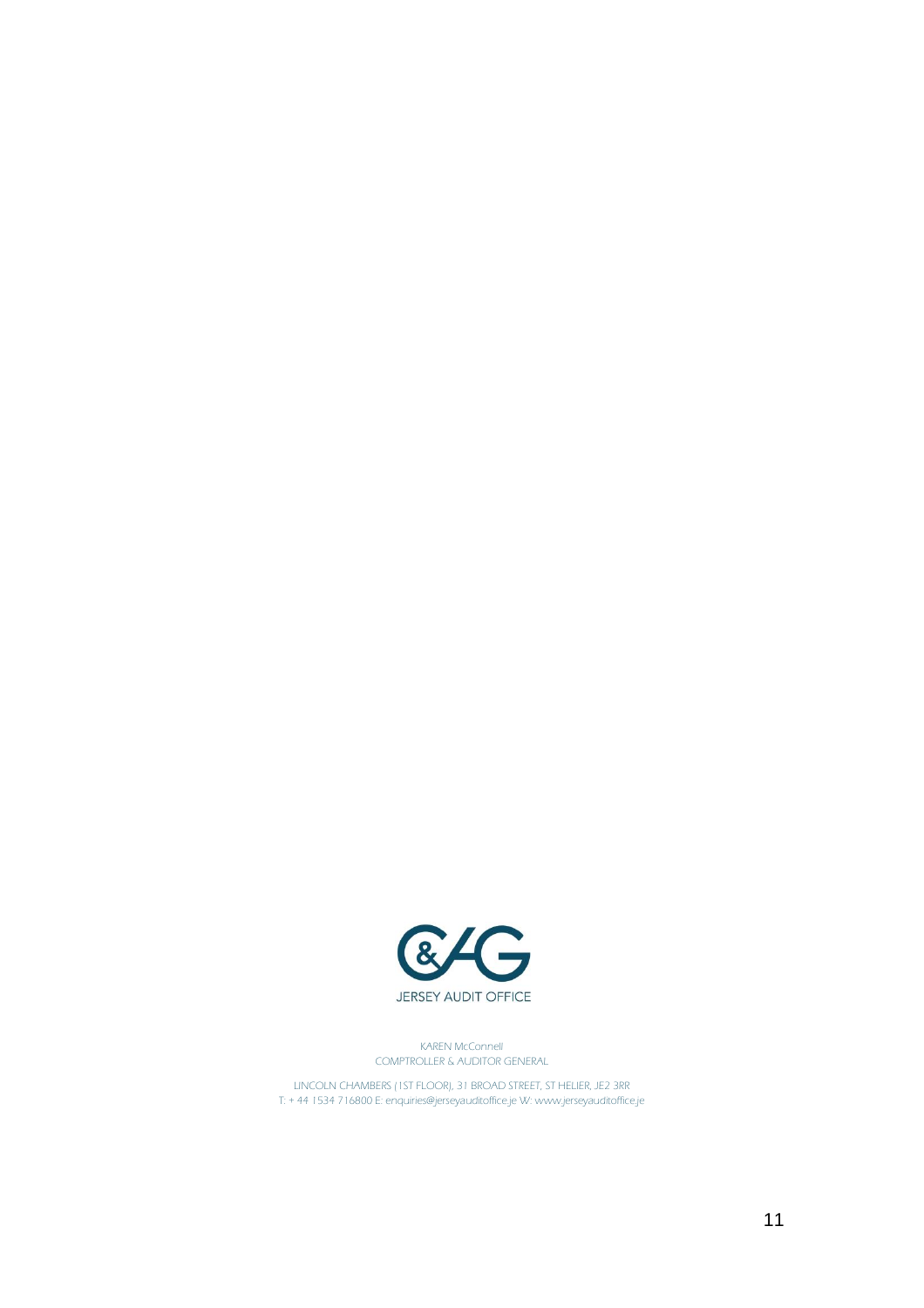JERSEY AUDIT OFFICE

KAREN McConnell
COMPTROLLER & AUDITOR GENERAL

LINCOLN CHAMBERS (1ST FLOOR), 31 BROAD STREET, ST HELIER, JE2 3RR
T: + 44 1534 716800 E: enquiries@jerseyauditoffice.je W: www.jerseyauditoffice.je